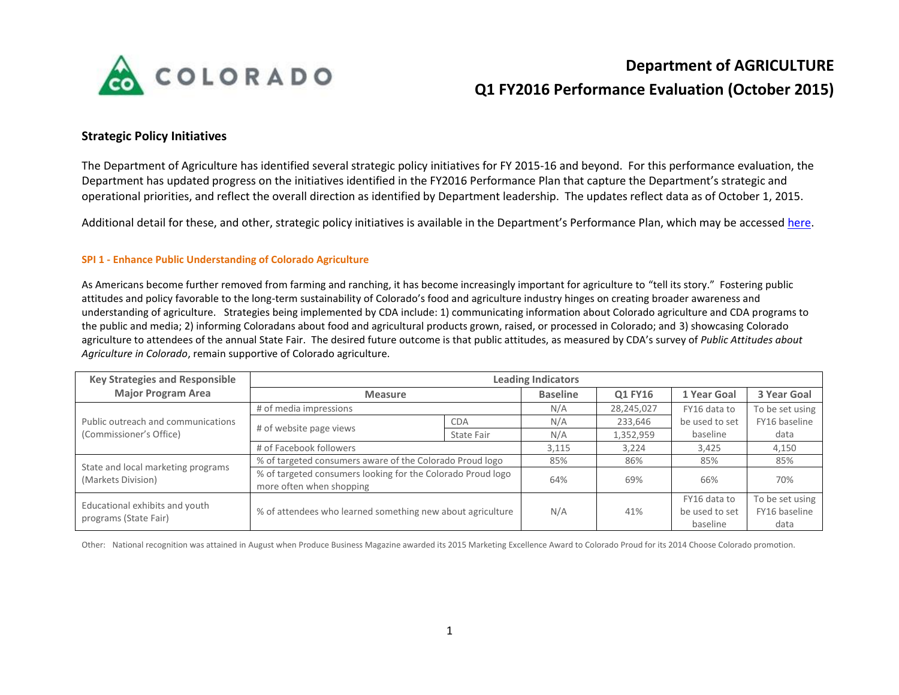# Department of AGRICULTURE
# Q1 FY2016 Performance Evaluation (October 2015)

## Strategic Policy Initiatives

The Department of Agriculture has identified several strategic policy initiatives for FY 2015-16 and beyond. For this performance evaluation, the Department has updated progress on the initiatives identified in the FY2016 Performance Plan that capture the Department's strategic and operational priorities, and reflect the overall direction as identified by Department leadership. The updates reflect data as of October 1, 2015.

Additional detail for these, and other, strategic policy initiatives is available in the Department's Performance Plan, which may be accessed here.

### SPI 1 - Enhance Public Understanding of Colorado Agriculture

As Americans become further removed from farming and ranching, it has become increasingly important for agriculture to "tell its story." Fostering public attitudes and policy favorable to the long-term sustainability of Colorado's food and agriculture industry hinges on creating broader awareness and understanding of agriculture. Strategies being implemented by CDA include: 1) communicating information about Colorado agriculture and CDA programs to the public and media; 2) informing Coloradans about food and agricultural products grown, raised, or processed in Colorado; and 3) showcasing Colorado agriculture to attendees of the annual State Fair. The desired future outcome is that public attitudes, as measured by CDA's survey of *Public Attitudes about Agriculture in Colorado*, remain supportive of Colorado agriculture.

| Key Strategies and Responsible Major Program Area | Leading Indicators | | | | | |
|---|---|---|---|---|---|---|
| | Measure | | Baseline | Q1 FY16 | 1 Year Goal | 3 Year Goal |
| Public outreach and communications (Commissioner's Office) | # of media impressions | | N/A | 28,245,027 | FY16 data to be used to set baseline | To be set using FY16 baseline data |
| | # of website page views | CDA | N/A | 233,646 | | |
| | | State Fair | N/A | 1,352,959 | | |
| | # of Facebook followers | | 3,115 | 3,224 | 3,425 | 4,150 |
| State and local marketing programs (Markets Division) | % of targeted consumers aware of the Colorado Proud logo | | 85% | 86% | 85% | 85% |
| | % of targeted consumers looking for the Colorado Proud logo more often when shopping | | 64% | 69% | 66% | 70% |
| Educational exhibits and youth programs (State Fair) | % of attendees who learned something new about agriculture | | N/A | 41% | FY16 data to be used to set baseline | To be set using FY16 baseline data |

Other: National recognition was attained in August when Produce Business Magazine awarded its 2015 Marketing Excellence Award to Colorado Proud for its 2014 Choose Colorado promotion.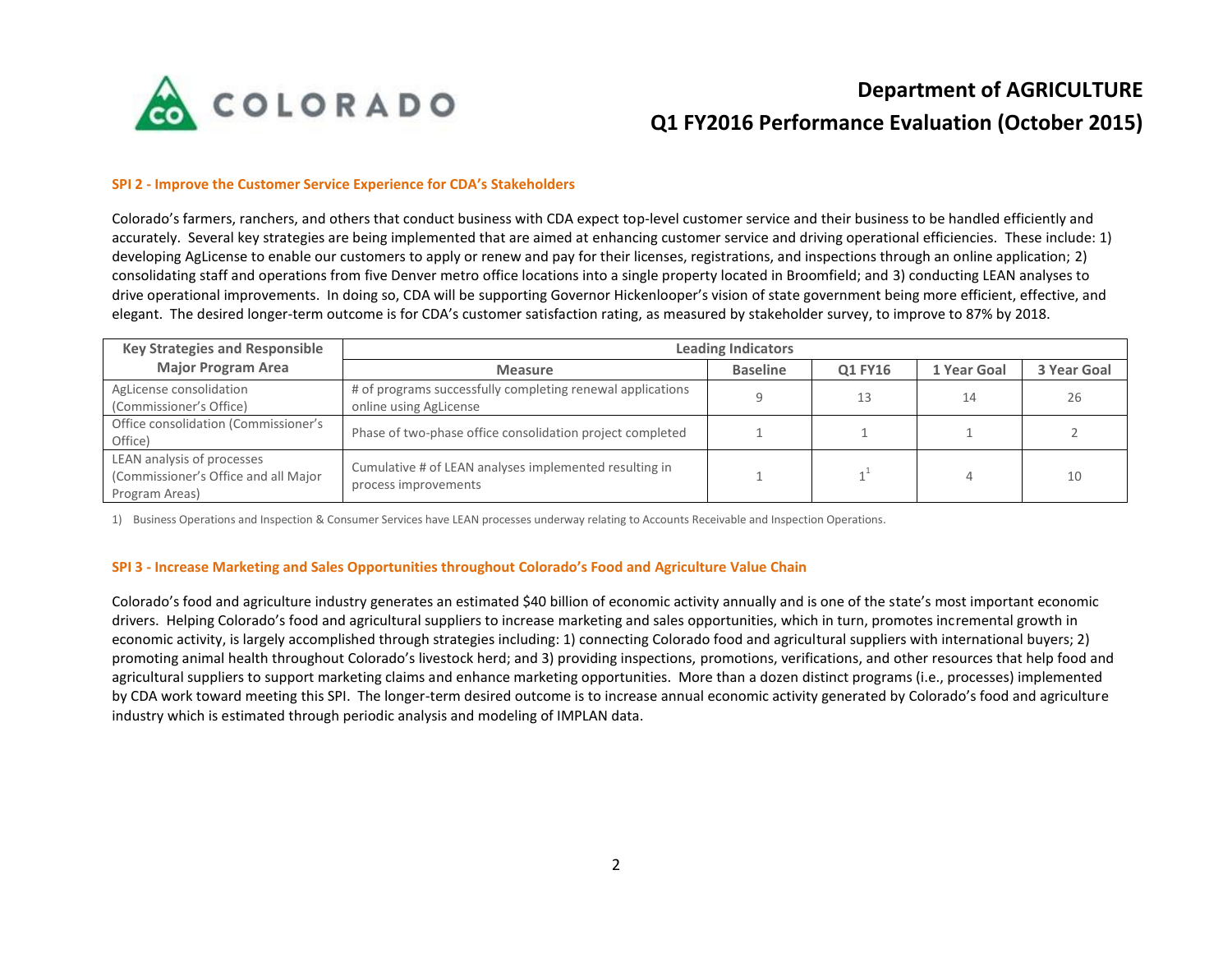### SPI 2 - Improve the Customer Service Experience for CDA's Stakeholders

Colorado's farmers, ranchers, and others that conduct business with CDA expect top-level customer service and their business to be handled efficiently and accurately. Several key strategies are being implemented that are aimed at enhancing customer service and driving operational efficiencies. These include: 1) developing AgLicense to enable our customers to apply or renew and pay for their licenses, registrations, and inspections through an online application; 2) consolidating staff and operations from five Denver metro office locations into a single property located in Broomfield; and 3) conducting LEAN analyses to drive operational improvements. In doing so, CDA will be supporting Governor Hickenlooper's vision of state government being more efficient, effective, and elegant. The desired longer-term outcome is for CDA's customer satisfaction rating, as measured by stakeholder survey, to improve to 87% by 2018.

| Key Strategies and Responsible Major Program Area | Leading Indicators | | | | |
|---|---|---|---|---|---|
| | Measure | Baseline | Q1 FY16 | 1 Year Goal | 3 Year Goal |
| AgLicense consolidation (Commissioner's Office) | # of programs successfully completing renewal applications online using AgLicense | 9 | 13 | 14 | 26 |
| Office consolidation (Commissioner's Office) | Phase of two-phase office consolidation project completed | 1 | 1 | 1 | 2 |
| LEAN analysis of processes (Commissioner's Office and all Major Program Areas) | Cumulative # of LEAN analyses implemented resulting in process improvements | 1 | 1[1] | 4 | 10 |

1) Business Operations and Inspection & Consumer Services have LEAN processes underway relating to Accounts Receivable and Inspection Operations.

### SPI 3 - Increase Marketing and Sales Opportunities throughout Colorado's Food and Agriculture Value Chain

Colorado's food and agriculture industry generates an estimated $40 billion of economic activity annually and is one of the state's most important economic drivers. Helping Colorado's food and agricultural suppliers to increase marketing and sales opportunities, which in turn, promotes incremental growth in economic activity, is largely accomplished through strategies including: 1) connecting Colorado food and agricultural suppliers with international buyers; 2) promoting animal health throughout Colorado's livestock herd; and 3) providing inspections, promotions, verifications, and other resources that help food and agricultural suppliers to support marketing claims and enhance marketing opportunities. More than a dozen distinct programs (i.e., processes) implemented by CDA work toward meeting this SPI. The longer-term desired outcome is to increase annual economic activity generated by Colorado's food and agriculture industry which is estimated through periodic analysis and modeling of IMPLAN data.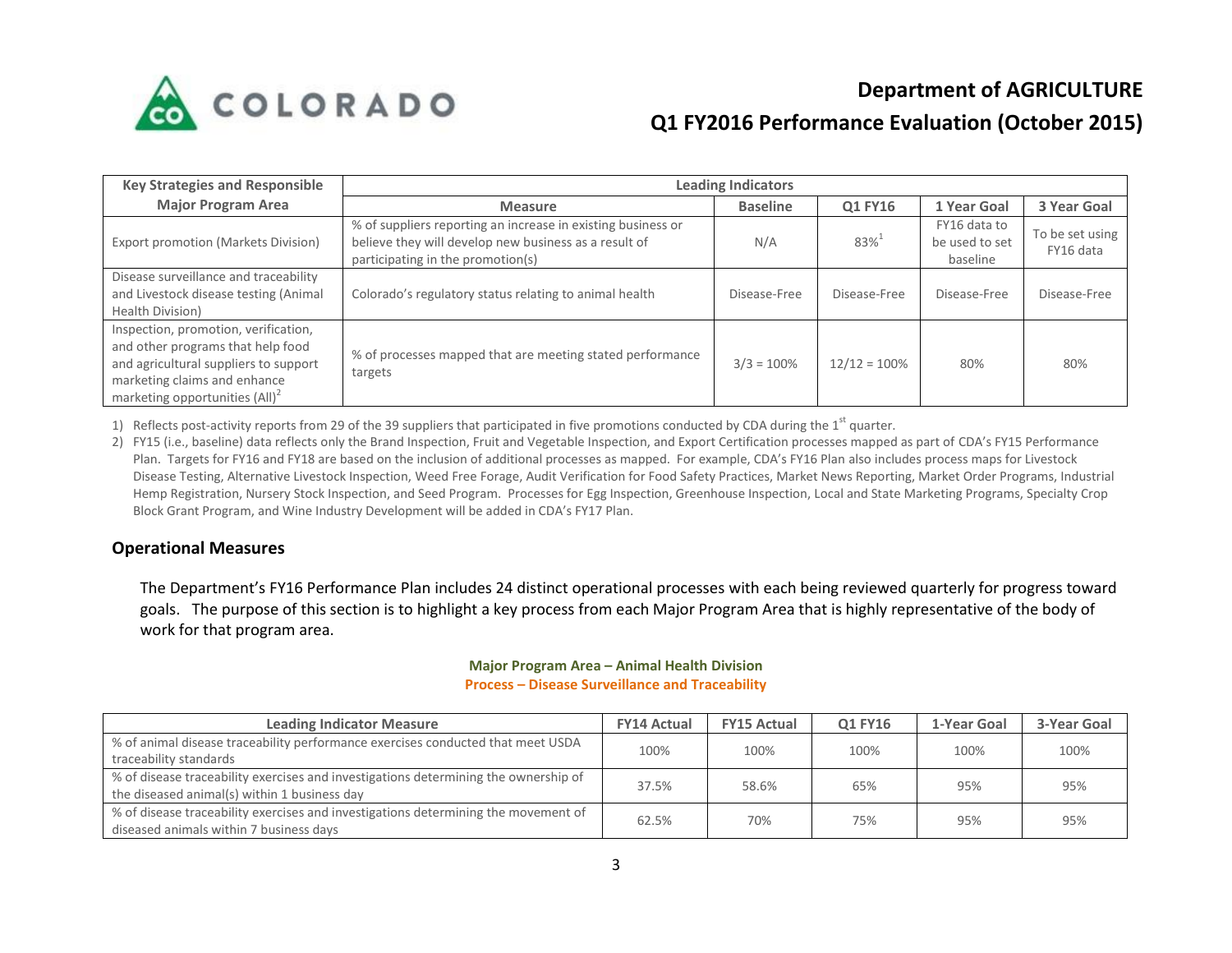# Department of AGRICULTURE

## Q1 FY2016 Performance Evaluation (October 2015)

| Key Strategies and Responsible Major Program Area | Leading Indicators | | | | |
|---|---|---|---|---|---|
| | Measure | Baseline | Q1 FY16 | 1 Year Goal | 3 Year Goal |
| Export promotion (Markets Division) | % of suppliers reporting an increase in existing business or believe they will develop new business as a result of participating in the promotion(s) | N/A | 83%[1] | FY16 data to be used to set baseline | To be set using FY16 data |
| Disease surveillance and traceability and Livestock disease testing (Animal Health Division) | Colorado's regulatory status relating to animal health | Disease-Free | Disease-Free | Disease-Free | Disease-Free |
| Inspection, promotion, verification, and other programs that help food and agricultural suppliers to support marketing claims and enhance marketing opportunities (All)[2] | % of processes mapped that are meeting stated performance targets | 3/3 = 100% | 12/12 = 100% | 80% | 80% |

1) Reflects post-activity reports from 29 of the 39 suppliers that participated in five promotions conducted by CDA during the 1st quarter.

2) FY15 (i.e., baseline) data reflects only the Brand Inspection, Fruit and Vegetable Inspection, and Export Certification processes mapped as part of CDA's FY15 Performance Plan. Targets for FY16 and FY18 are based on the inclusion of additional processes as mapped. For example, CDA's FY16 Plan also includes process maps for Livestock Disease Testing, Alternative Livestock Inspection, Weed Free Forage, Audit Verification for Food Safety Practices, Market News Reporting, Market Order Programs, Industrial Hemp Registration, Nursery Stock Inspection, and Seed Program. Processes for Egg Inspection, Greenhouse Inspection, Local and State Marketing Programs, Specialty Crop Block Grant Program, and Wine Industry Development will be added in CDA's FY17 Plan.

## Operational Measures

The Department's FY16 Performance Plan includes 24 distinct operational processes with each being reviewed quarterly for progress toward goals. The purpose of this section is to highlight a key process from each Major Program Area that is highly representative of the body of work for that program area.

**Major Program Area – Animal Health Division**

**Process – Disease Surveillance and Traceability**

| Leading Indicator Measure | FY14 Actual | FY15 Actual | Q1 FY16 | 1-Year Goal | 3-Year Goal |
|---|---|---|---|---|---|
| % of animal disease traceability performance exercises conducted that meet USDA traceability standards | 100% | 100% | 100% | 100% | 100% |
| % of disease traceability exercises and investigations determining the ownership of the diseased animal(s) within 1 business day | 37.5% | 58.6% | 65% | 95% | 95% |
| % of disease traceability exercises and investigations determining the movement of diseased animals within 7 business days | 62.5% | 70% | 75% | 95% | 95% |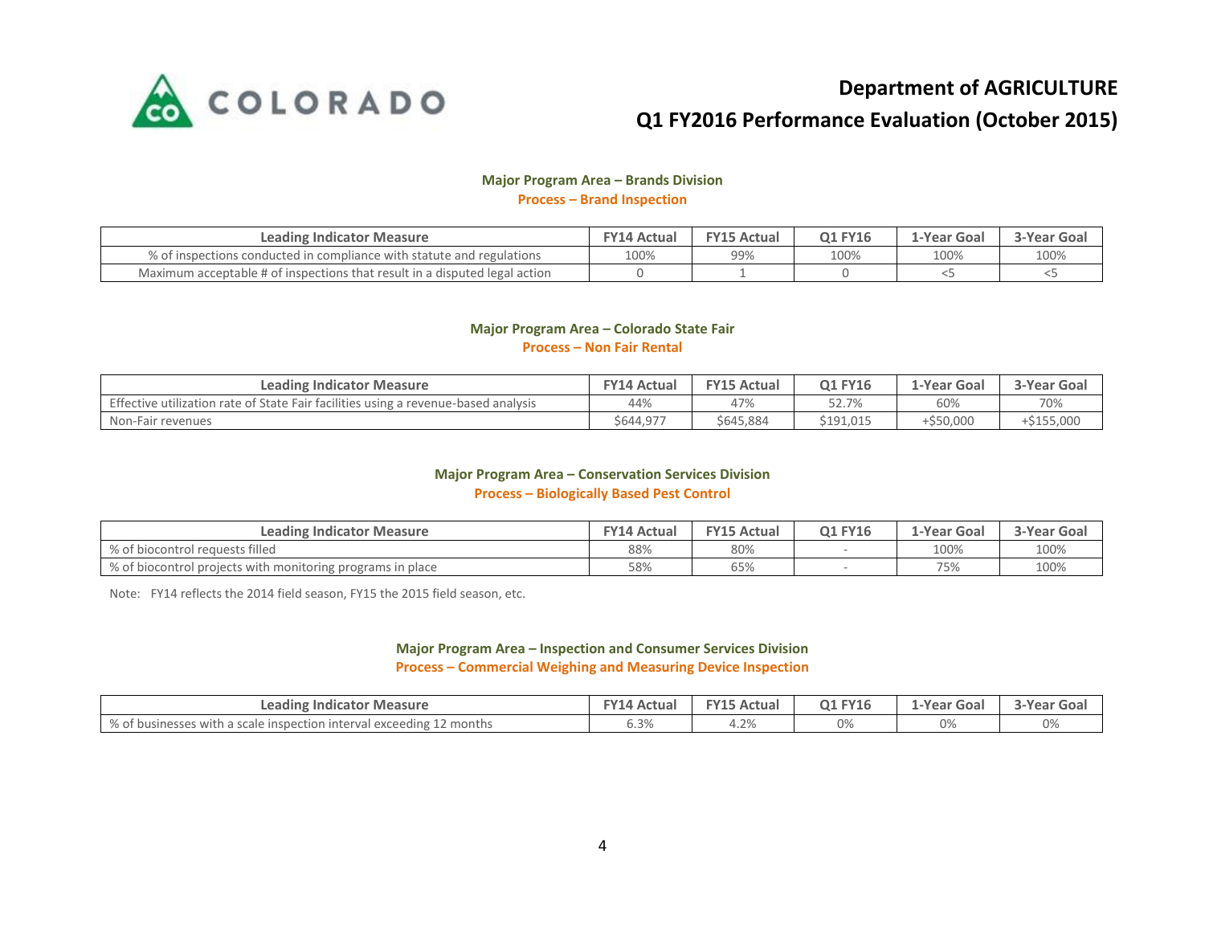# Department of AGRICULTURE

## Q1 FY2016 Performance Evaluation (October 2015)

### Major Program Area – Brands Division

**Process – Brand Inspection**

| Leading Indicator Measure | FY14 Actual | FY15 Actual | Q1 FY16 | 1-Year Goal | 3-Year Goal |
|---|---|---|---|---|---|
| % of inspections conducted in compliance with statute and regulations | 100% | 99% | 100% | 100% | 100% |
| Maximum acceptable # of inspections that result in a disputed legal action | 0 | 1 | 0 | <5 | <5 |

### Major Program Area – Colorado State Fair

**Process – Non Fair Rental**

| Leading Indicator Measure | FY14 Actual | FY15 Actual | Q1 FY16 | 1-Year Goal | 3-Year Goal |
|---|---|---|---|---|---|
| Effective utilization rate of State Fair facilities using a revenue-based analysis | 44% | 47% | 52.7% | 60% | 70% |
| Non-Fair revenues | $644,977 | $645,884 | $191,015 | +$50,000 | +$155,000 |

### Major Program Area – Conservation Services Division

**Process – Biologically Based Pest Control**

| Leading Indicator Measure | FY14 Actual | FY15 Actual | Q1 FY16 | 1-Year Goal | 3-Year Goal |
|---|---|---|---|---|---|
| % of biocontrol requests filled | 88% | 80% | - | 100% | 100% |
| % of biocontrol projects with monitoring programs in place | 58% | 65% | - | 75% | 100% |

Note: FY14 reflects the 2014 field season, FY15 the 2015 field season, etc.

### Major Program Area – Inspection and Consumer Services Division

**Process – Commercial Weighing and Measuring Device Inspection**

| Leading Indicator Measure | FY14 Actual | FY15 Actual | Q1 FY16 | 1-Year Goal | 3-Year Goal |
|---|---|---|---|---|---|
| % of businesses with a scale inspection interval exceeding 12 months | 6.3% | 4.2% | 0% | 0% | 0% |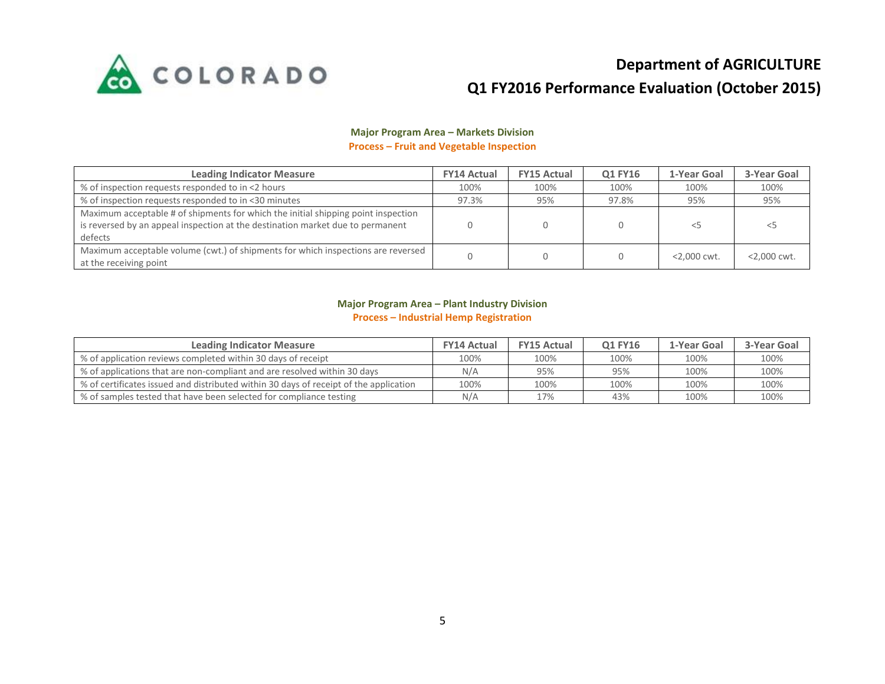COLORADO

# Department of AGRICULTURE

# Q1 FY2016 Performance Evaluation (October 2015)

### Major Program Area – Markets Division

### Process – Fruit and Vegetable Inspection

| Leading Indicator Measure | FY14 Actual | FY15 Actual | Q1 FY16 | 1-Year Goal | 3-Year Goal |
|---|---|---|---|---|---|
| % of inspection requests responded to in <2 hours | 100% | 100% | 100% | 100% | 100% |
| % of inspection requests responded to in <30 minutes | 97.3% | 95% | 97.8% | 95% | 95% |
| Maximum acceptable # of shipments for which the initial shipping point inspection is reversed by an appeal inspection at the destination market due to permanent defects | 0 | 0 | 0 | <5 | <5 |
| Maximum acceptable volume (cwt.) of shipments for which inspections are reversed at the receiving point | 0 | 0 | 0 | <2,000 cwt. | <2,000 cwt. |

### Major Program Area – Plant Industry Division

### Process – Industrial Hemp Registration

| Leading Indicator Measure | FY14 Actual | FY15 Actual | Q1 FY16 | 1-Year Goal | 3-Year Goal |
|---|---|---|---|---|---|
| % of application reviews completed within 30 days of receipt | 100% | 100% | 100% | 100% | 100% |
| % of applications that are non-compliant and are resolved within 30 days | N/A | 95% | 95% | 100% | 100% |
| % of certificates issued and distributed within 30 days of receipt of the application | 100% | 100% | 100% | 100% | 100% |
| % of samples tested that have been selected for compliance testing | N/A | 17% | 43% | 100% | 100% |